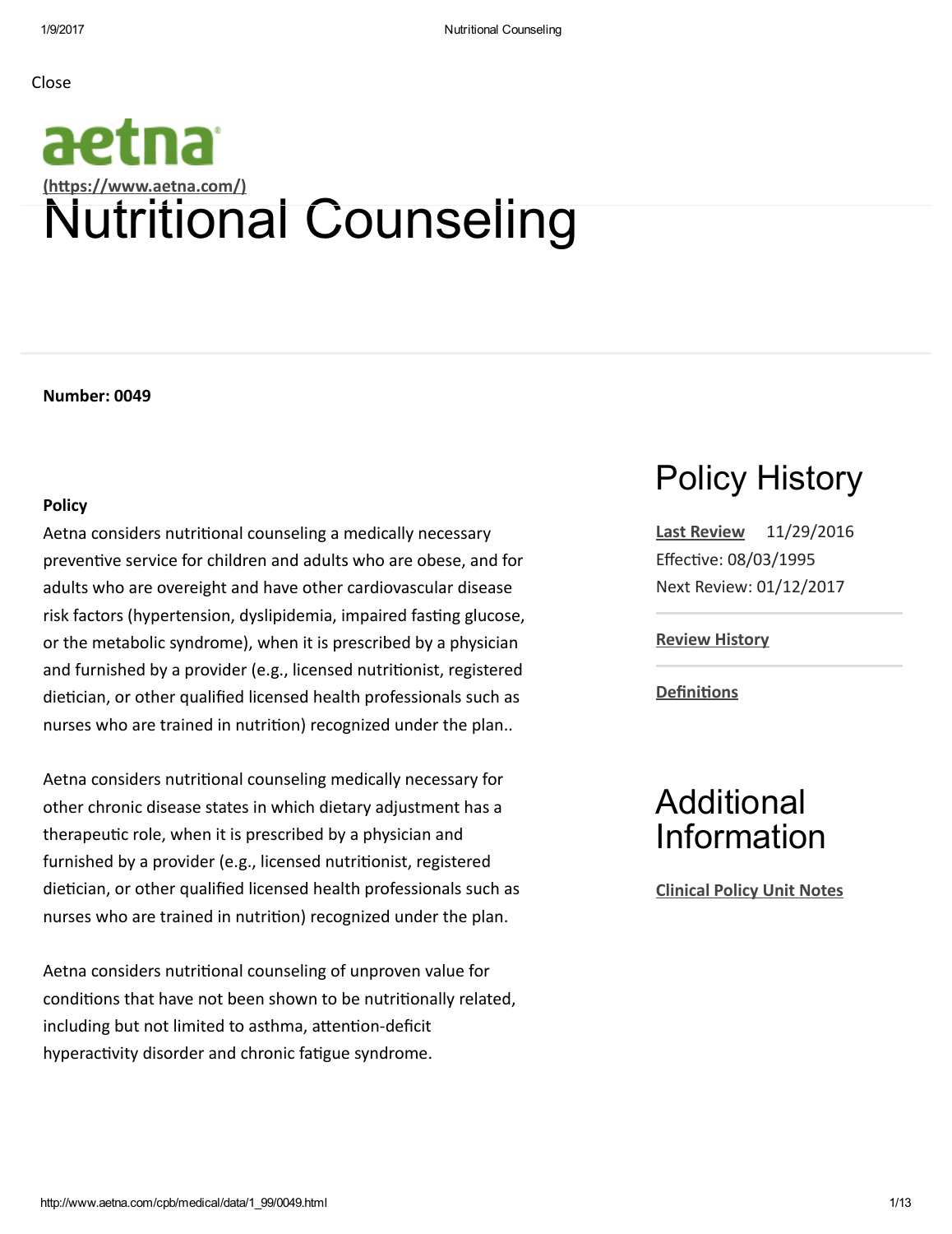Close

aetna

(https://www.aetna.com/)

# Nutritional Counseling

**Number: 0049**

**Policy**

Aetna considers nutritional counseling a medically necessary preventive service for children and adults who are obese, and for adults who are overeight and have other cardiovascular disease risk factors (hypertension, dyslipidemia, impaired fasting glucose, or the metabolic syndrome), when it is prescribed by a physician and furnished by a provider (e.g., licensed nutritionist, registered dietician, or other qualified licensed health professionals such as nurses who are trained in nutrition) recognized under the plan..

Aetna considers nutritional counseling medically necessary for other chronic disease states in which dietary adjustment has a therapeutic role, when it is prescribed by a physician and furnished by a provider (e.g., licensed nutritionist, registered dietician, or other qualified licensed health professionals such as nurses who are trained in nutrition) recognized under the plan.

Aetna considers nutritional counseling of unproven value for conditions that have not been shown to be nutritionally related, including but not limited to asthma, attention-deficit hyperactivity disorder and chronic fatigue syndrome.

## Policy History

**Last Review** 11/29/2016

Effective: 08/03/1995

Next Review: 01/12/2017

**Review History**

**Definitions**

## Additional Information

**Clinical Policy Unit Notes**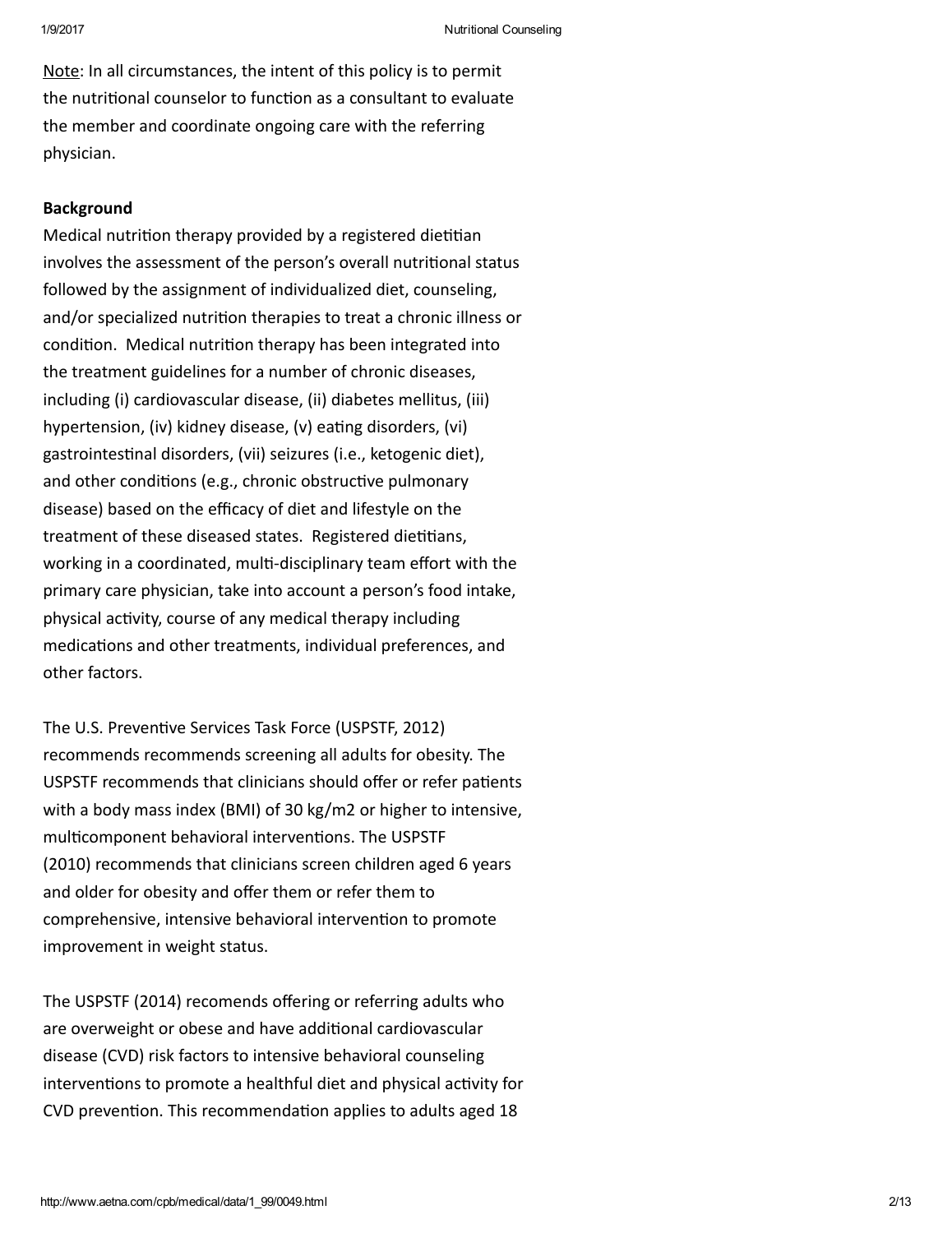<u>Note</u>: In all circumstances, the intent of this policy is to permit the nutritional counselor to function as a consultant to evaluate the member and coordinate ongoing care with the referring physician.

**Background**

Medical nutrition therapy provided by a registered dietitian involves the assessment of the person's overall nutritional status followed by the assignment of individualized diet, counseling, and/or specialized nutrition therapies to treat a chronic illness or condition. Medical nutrition therapy has been integrated into the treatment guidelines for a number of chronic diseases, including (i) cardiovascular disease, (ii) diabetes mellitus, (iii) hypertension, (iv) kidney disease, (v) eating disorders, (vi) gastrointestinal disorders, (vii) seizures (i.e., ketogenic diet), and other conditions (e.g., chronic obstructive pulmonary disease) based on the efficacy of diet and lifestyle on the treatment of these diseased states. Registered dietitians, working in a coordinated, multi-disciplinary team effort with the primary care physician, take into account a person's food intake, physical activity, course of any medical therapy including medications and other treatments, individual preferences, and other factors.

The U.S. Preventive Services Task Force (USPSTF, 2012) recommends recommends screening all adults for obesity. The USPSTF recommends that clinicians should offer or refer patients with a body mass index (BMI) of 30 kg/m2 or higher to intensive, multicomponent behavioral interventions. The USPSTF (2010) recommends that clinicians screen children aged 6 years and older for obesity and offer them or refer them to comprehensive, intensive behavioral intervention to promote improvement in weight status.

The USPSTF (2014) recomends offering or referring adults who are overweight or obese and have additional cardiovascular disease (CVD) risk factors to intensive behavioral counseling interventions to promote a healthful diet and physical activity for CVD prevention. This recommendation applies to adults aged 18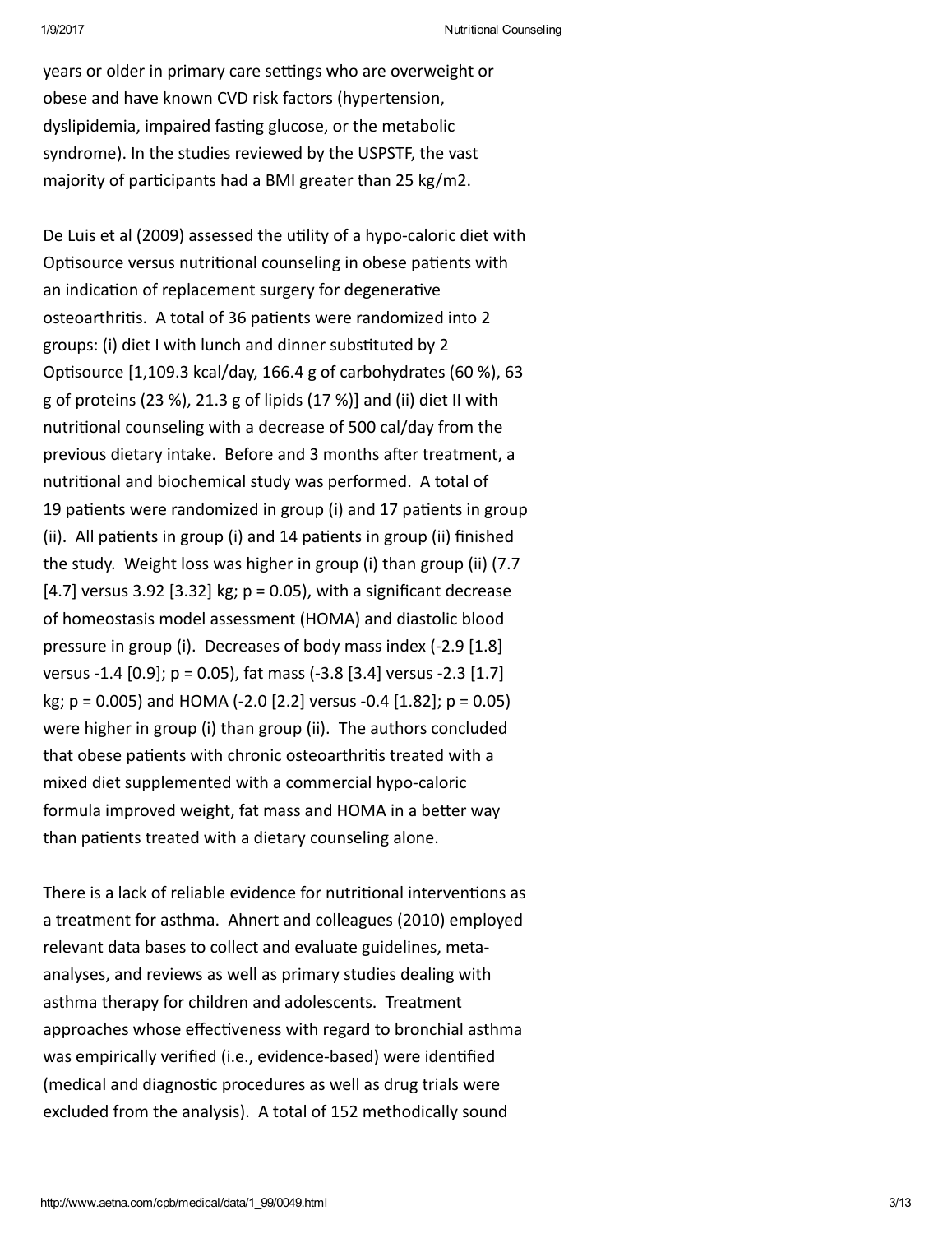years or older in primary care settings who are overweight or obese and have known CVD risk factors (hypertension, dyslipidemia, impaired fasting glucose, or the metabolic syndrome). In the studies reviewed by the USPSTF, the vast majority of participants had a BMI greater than 25 kg/m2.

De Luis et al (2009) assessed the utility of a hypo-caloric diet with Optisource versus nutritional counseling in obese patients with an indication of replacement surgery for degenerative osteoarthritis. A total of 36 patients were randomized into 2 groups: (i) diet I with lunch and dinner substituted by 2 Optisource [1,109.3 kcal/day, 166.4 g of carbohydrates (60 %), 63 g of proteins (23 %), 21.3 g of lipids (17 %)] and (ii) diet II with nutritional counseling with a decrease of 500 cal/day from the previous dietary intake. Before and 3 months after treatment, a nutritional and biochemical study was performed. A total of 19 patients were randomized in group (i) and 17 patients in group (ii). All patients in group (i) and 14 patients in group (ii) finished the study. Weight loss was higher in group (i) than group (ii) (7.7 [4.7] versus 3.92 [3.32] kg; $p = 0.05$), with a significant decrease of homeostasis model assessment (HOMA) and diastolic blood pressure in group (i). Decreases of body mass index (-2.9 [1.8] versus -1.4 [0.9]; $p = 0.05$), fat mass (-3.8 [3.4] versus -2.3 [1.7] kg; $p = 0.005$) and HOMA (-2.0 [2.2] versus -0.4 [1.82]; $p = 0.05$) were higher in group (i) than group (ii). The authors concluded that obese patients with chronic osteoarthritis treated with a mixed diet supplemented with a commercial hypo-caloric formula improved weight, fat mass and HOMA in a better way than patients treated with a dietary counseling alone.

There is a lack of reliable evidence for nutritional interventions as a treatment for asthma. Ahnert and colleagues (2010) employed relevant data bases to collect and evaluate guidelines, meta-analyses, and reviews as well as primary studies dealing with asthma therapy for children and adolescents. Treatment approaches whose effectiveness with regard to bronchial asthma was empirically verified (i.e., evidence-based) were identified (medical and diagnostic procedures as well as drug trials were excluded from the analysis). A total of 152 methodically sound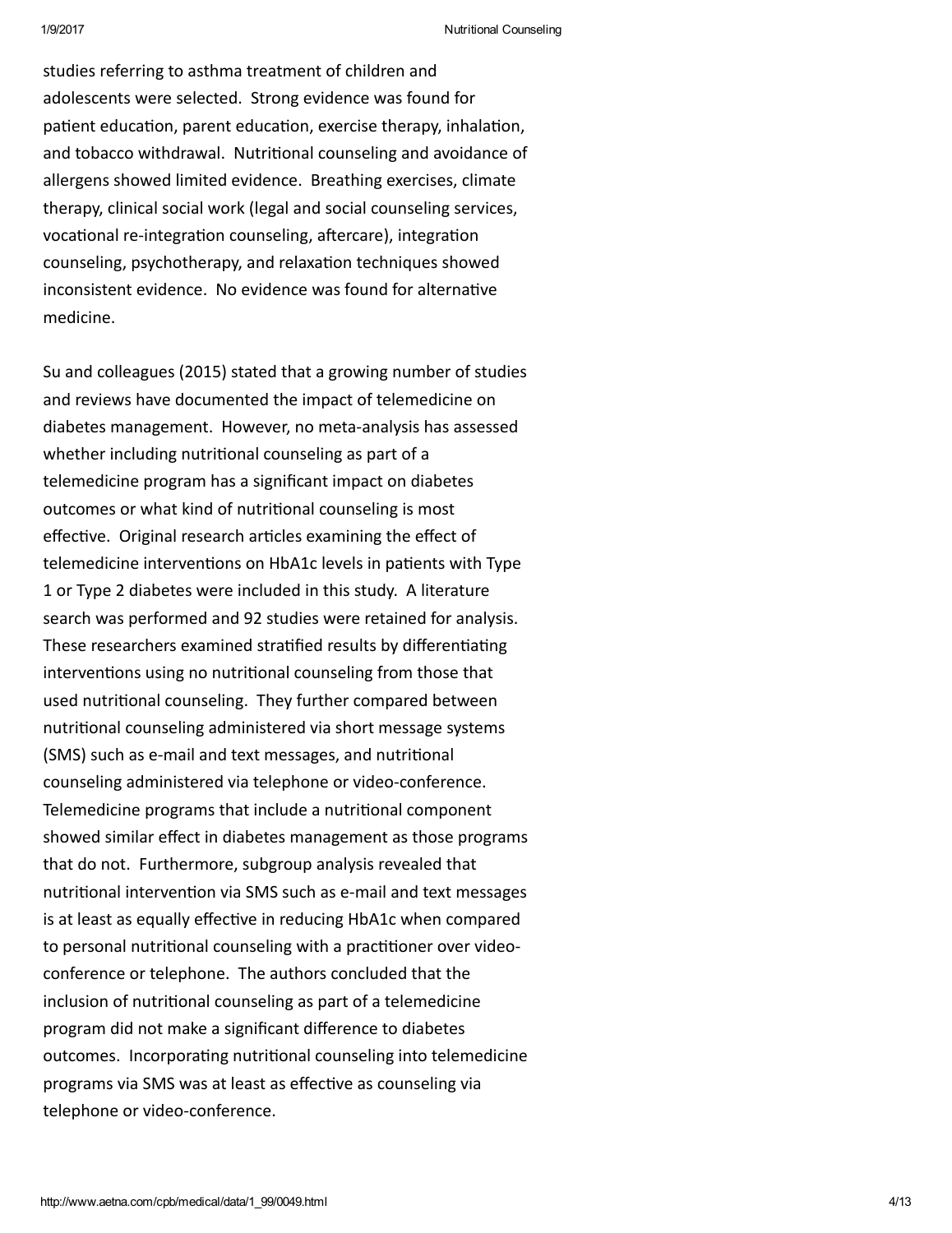studies referring to asthma treatment of children and adolescents were selected. Strong evidence was found for patient education, parent education, exercise therapy, inhalation, and tobacco withdrawal. Nutritional counseling and avoidance of allergens showed limited evidence. Breathing exercises, climate therapy, clinical social work (legal and social counseling services, vocational re-integration counseling, aftercare), integration counseling, psychotherapy, and relaxation techniques showed inconsistent evidence. No evidence was found for alternative medicine.

Su and colleagues (2015) stated that a growing number of studies and reviews have documented the impact of telemedicine on diabetes management. However, no meta-analysis has assessed whether including nutritional counseling as part of a telemedicine program has a significant impact on diabetes outcomes or what kind of nutritional counseling is most effective. Original research articles examining the effect of telemedicine interventions on HbA1c levels in patients with Type 1 or Type 2 diabetes were included in this study. A literature search was performed and 92 studies were retained for analysis. These researchers examined stratified results by differentiating interventions using no nutritional counseling from those that used nutritional counseling. They further compared between nutritional counseling administered via short message systems (SMS) such as e-mail and text messages, and nutritional counseling administered via telephone or video-conference. Telemedicine programs that include a nutritional component showed similar effect in diabetes management as those programs that do not. Furthermore, subgroup analysis revealed that nutritional intervention via SMS such as e-mail and text messages is at least as equally effective in reducing HbA1c when compared to personal nutritional counseling with a practitioner over video-conference or telephone. The authors concluded that the inclusion of nutritional counseling as part of a telemedicine program did not make a significant difference to diabetes outcomes. Incorporating nutritional counseling into telemedicine programs via SMS was at least as effective as counseling via telephone or video-conference.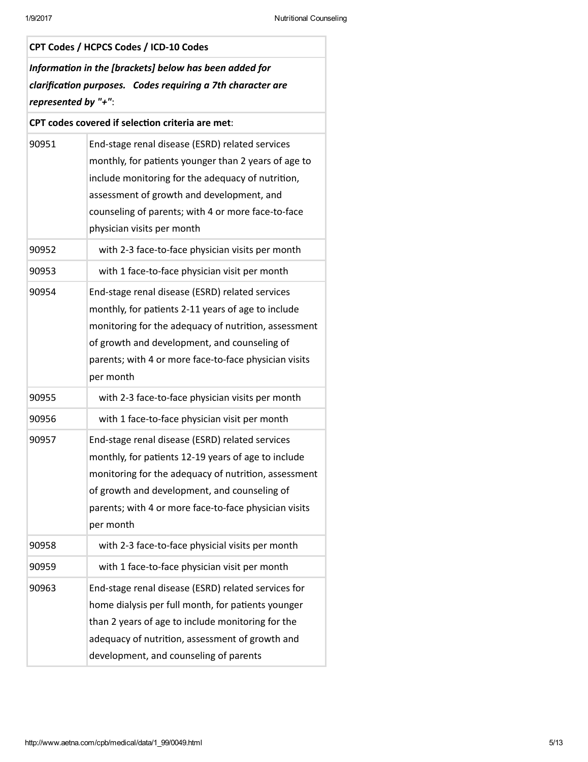| **CPT Codes / HCPCS Codes / ICD-10 Codes** | |
|---|---|
| ***Information in the [brackets] below has been added for clarification purposes. Codes requiring a 7th character are represented by "+"*:** | |
| **CPT codes covered if selection criteria are met**: | |
| 90951 | End-stage renal disease (ESRD) related services monthly, for patients younger than 2 years of age to include monitoring for the adequacy of nutrition, assessment of growth and development, and counseling of parents; with 4 or more face-to-face physician visits per month |
| 90952 | with 2-3 face-to-face physician visits per month |
| 90953 | with 1 face-to-face physician visit per month |
| 90954 | End-stage renal disease (ESRD) related services monthly, for patients 2-11 years of age to include monitoring for the adequacy of nutrition, assessment of growth and development, and counseling of parents; with 4 or more face-to-face physician visits per month |
| 90955 | with 2-3 face-to-face physician visits per month |
| 90956 | with 1 face-to-face physician visit per month |
| 90957 | End-stage renal disease (ESRD) related services monthly, for patients 12-19 years of age to include monitoring for the adequacy of nutrition, assessment of growth and development, and counseling of parents; with 4 or more face-to-face physician visits per month |
| 90958 | with 2-3 face-to-face physicial visits per month |
| 90959 | with 1 face-to-face physician visit per month |
| 90963 | End-stage renal disease (ESRD) related services for home dialysis per full month, for patients younger than 2 years of age to include monitoring for the adequacy of nutrition, assessment of growth and development, and counseling of parents |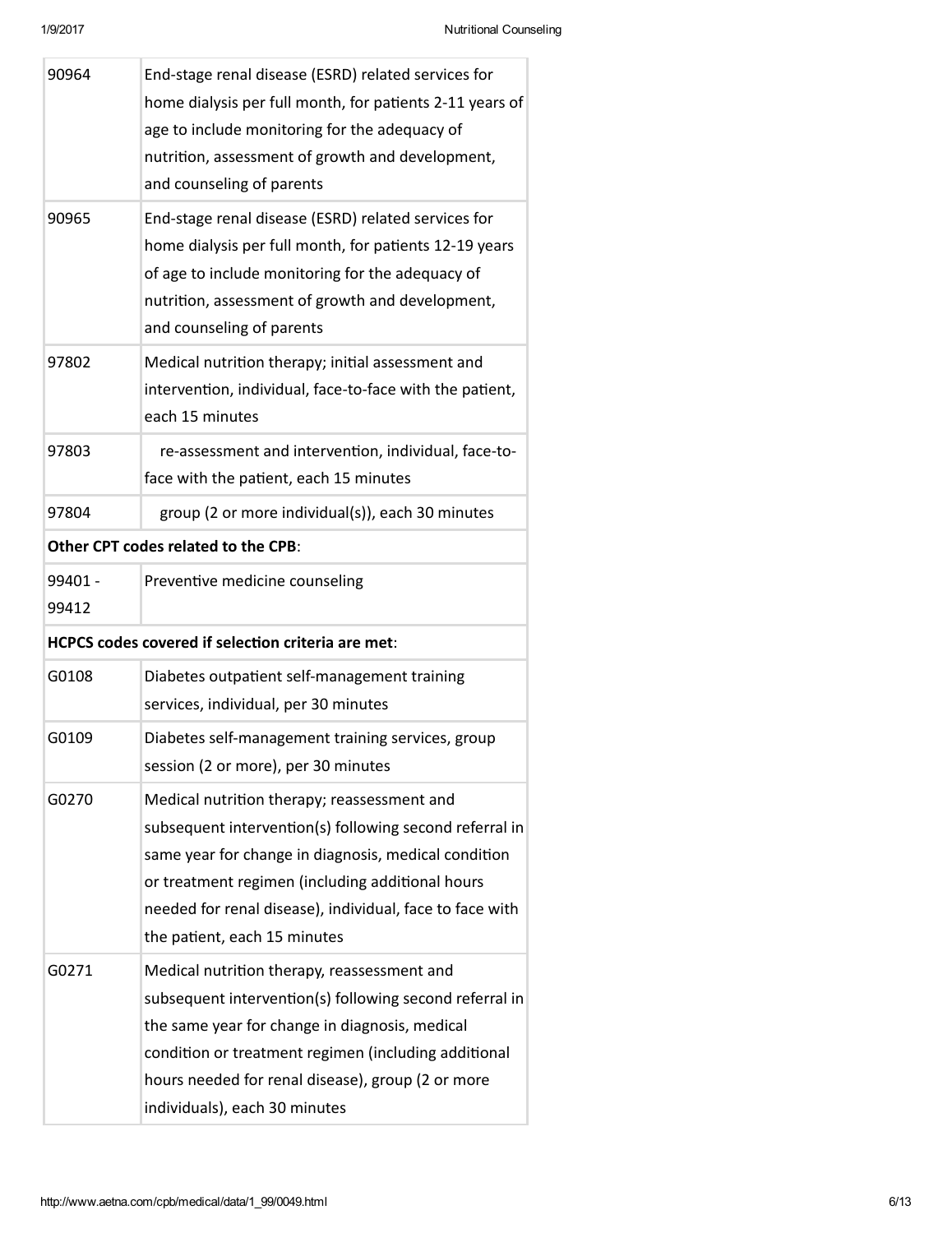| | |
|---|---|
| 90964 | End-stage renal disease (ESRD) related services for home dialysis per full month, for patients 2-11 years of age to include monitoring for the adequacy of nutrition, assessment of growth and development, and counseling of parents |
| 90965 | End-stage renal disease (ESRD) related services for home dialysis per full month, for patients 12-19 years of age to include monitoring for the adequacy of nutrition, assessment of growth and development, and counseling of parents |
| 97802 | Medical nutrition therapy; initial assessment and intervention, individual, face-to-face with the patient, each 15 minutes |
| 97803 | re-assessment and intervention, individual, face-to-face with the patient, each 15 minutes |
| 97804 | group (2 or more individual(s)), each 30 minutes |
| **Other CPT codes related to the CPB**: | |
| 99401 - 99412 | Preventive medicine counseling |
| **HCPCS codes covered if selection criteria are met**: | |
| G0108 | Diabetes outpatient self-management training services, individual, per 30 minutes |
| G0109 | Diabetes self-management training services, group session (2 or more), per 30 minutes |
| G0270 | Medical nutrition therapy; reassessment and subsequent intervention(s) following second referral in same year for change in diagnosis, medical condition or treatment regimen (including additional hours needed for renal disease), individual, face to face with the patient, each 15 minutes |
| G0271 | Medical nutrition therapy, reassessment and subsequent intervention(s) following second referral in the same year for change in diagnosis, medical condition or treatment regimen (including additional hours needed for renal disease), group (2 or more individuals), each 30 minutes |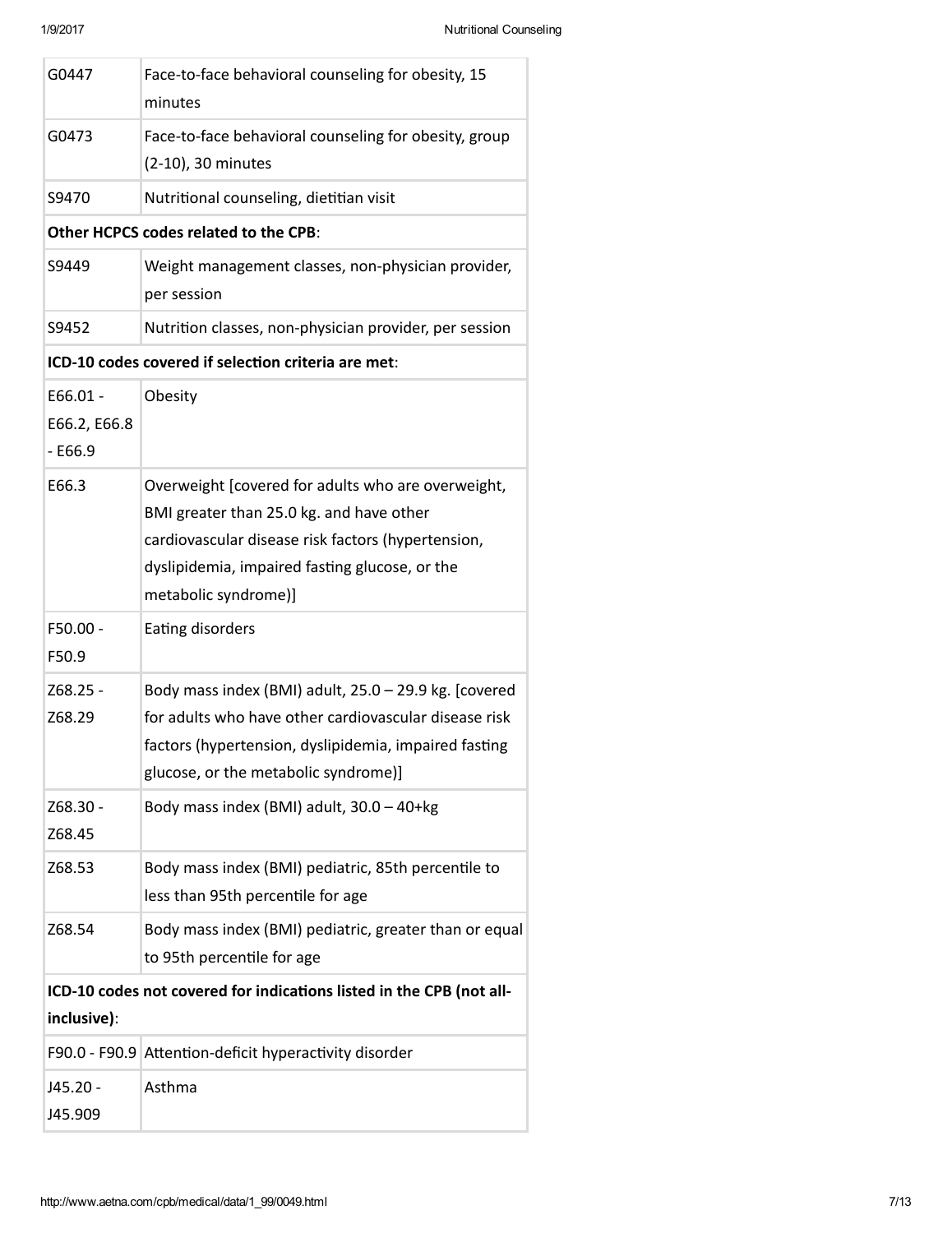| | |
|---|---|
| G0447 | Face-to-face behavioral counseling for obesity, 15 minutes |
| G0473 | Face-to-face behavioral counseling for obesity, group (2-10), 30 minutes |
| S9470 | Nutritional counseling, dietitian visit |
| **Other HCPCS codes related to the CPB**: | |
| S9449 | Weight management classes, non-physician provider, per session |
| S9452 | Nutrition classes, non-physician provider, per session |
| **ICD-10 codes covered if selection criteria are met**: | |
| E66.01 - E66.2, E66.8 - E66.9 | Obesity |
| E66.3 | Overweight [covered for adults who are overweight, BMI greater than 25.0 kg. and have other cardiovascular disease risk factors (hypertension, dyslipidemia, impaired fasting glucose, or the metabolic syndrome)] |
| F50.00 - F50.9 | Eating disorders |
| Z68.25 - Z68.29 | Body mass index (BMI) adult, 25.0 – 29.9 kg. [covered for adults who have other cardiovascular disease risk factors (hypertension, dyslipidemia, impaired fasting glucose, or the metabolic syndrome)] |
| Z68.30 - Z68.45 | Body mass index (BMI) adult, 30.0 – 40+kg |
| Z68.53 | Body mass index (BMI) pediatric, 85th percentile to less than 95th percentile for age |
| Z68.54 | Body mass index (BMI) pediatric, greater than or equal to 95th percentile for age |
| **ICD-10 codes not covered for indications listed in the CPB (not all-inclusive)**: | |
| F90.0 - F90.9 | Attention-deficit hyperactivity disorder |
| J45.20 - J45.909 | Asthma |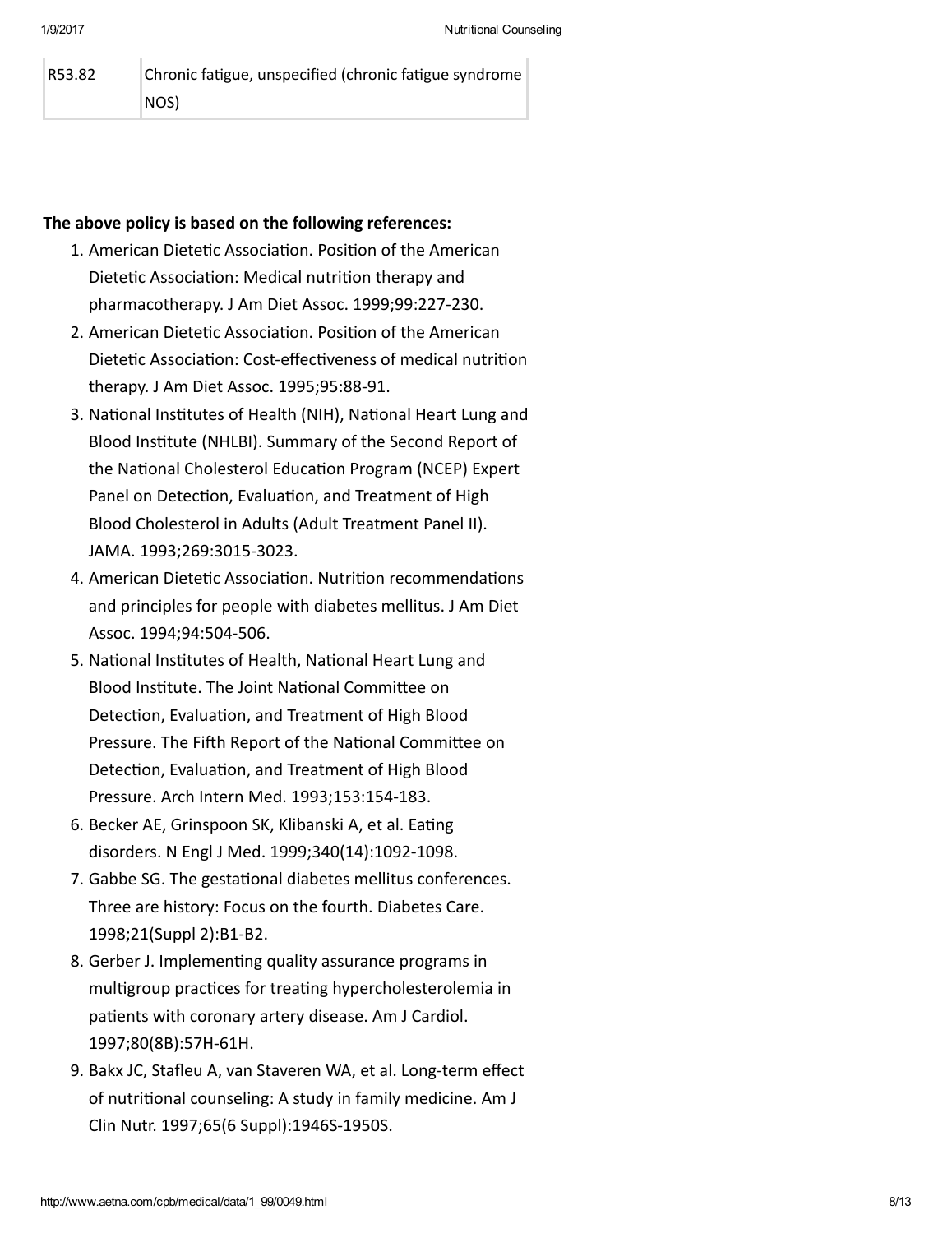| R53.82 | Chronic fatigue, unspecified (chronic fatigue syndrome NOS) |
|---|---|

**The above policy is based on the following references:**

1. American Dietetic Association. Position of the American Dietetic Association: Medical nutrition therapy and pharmacotherapy. J Am Diet Assoc. 1999;99:227-230.
2. American Dietetic Association. Position of the American Dietetic Association: Cost-effectiveness of medical nutrition therapy. J Am Diet Assoc. 1995;95:88-91.
3. National Institutes of Health (NIH), National Heart Lung and Blood Institute (NHLBI). Summary of the Second Report of the National Cholesterol Education Program (NCEP) Expert Panel on Detection, Evaluation, and Treatment of High Blood Cholesterol in Adults (Adult Treatment Panel II). JAMA. 1993;269:3015-3023.
4. American Dietetic Association. Nutrition recommendations and principles for people with diabetes mellitus. J Am Diet Assoc. 1994;94:504-506.
5. National Institutes of Health, National Heart Lung and Blood Institute. The Joint National Committee on Detection, Evaluation, and Treatment of High Blood Pressure. The Fifth Report of the National Committee on Detection, Evaluation, and Treatment of High Blood Pressure. Arch Intern Med. 1993;153:154-183.
6. Becker AE, Grinspoon SK, Klibanski A, et al. Eating disorders. N Engl J Med. 1999;340(14):1092-1098.
7. Gabbe SG. The gestational diabetes mellitus conferences. Three are history: Focus on the fourth. Diabetes Care. 1998;21(Suppl 2):B1-B2.
8. Gerber J. Implementing quality assurance programs in multigroup practices for treating hypercholesterolemia in patients with coronary artery disease. Am J Cardiol. 1997;80(8B):57H-61H.
9. Bakx JC, Stafleu A, van Staveren WA, et al. Long-term effect of nutritional counseling: A study in family medicine. Am J Clin Nutr. 1997;65(6 Suppl):1946S-1950S.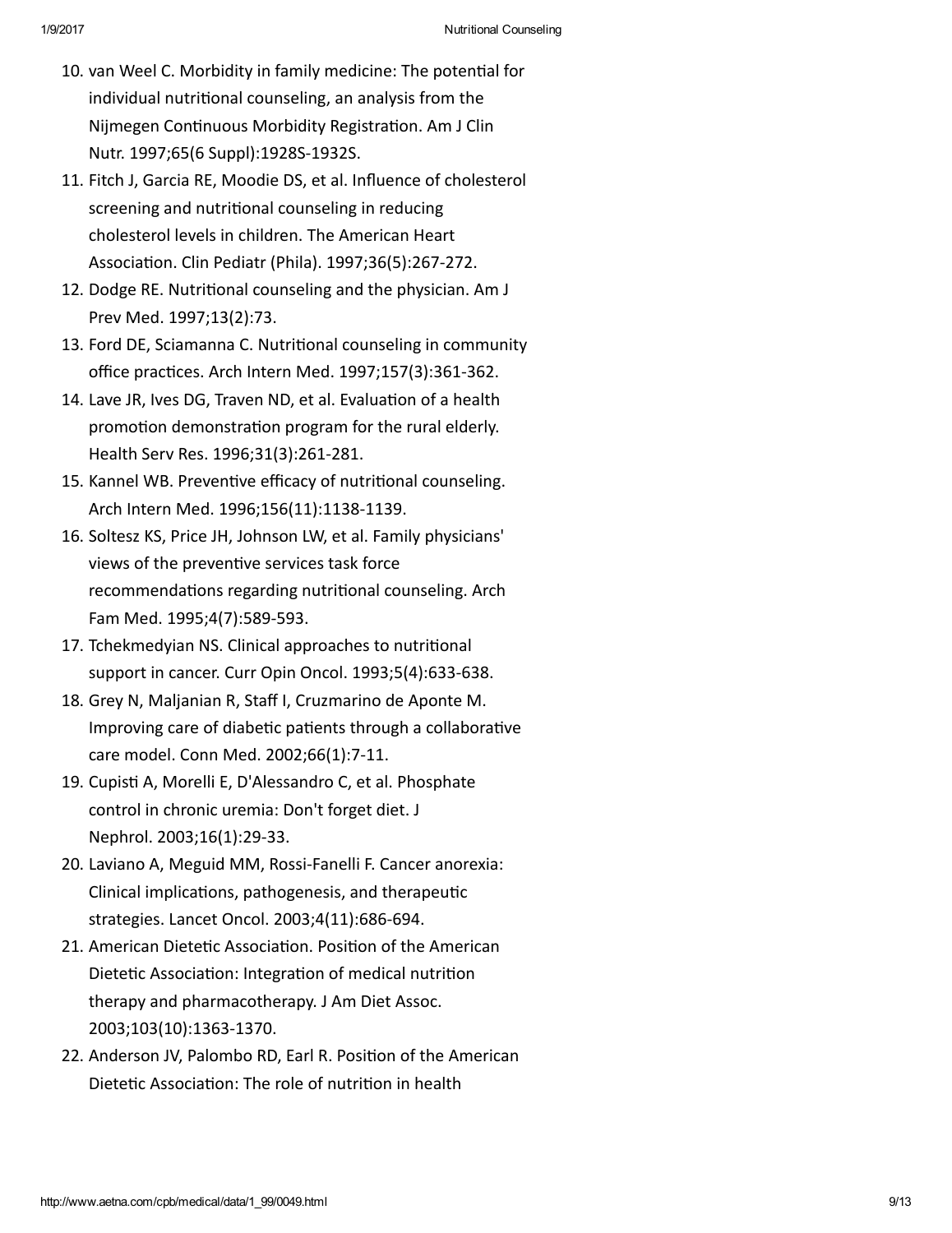10. van Weel C. Morbidity in family medicine: The potential for individual nutritional counseling, an analysis from the Nijmegen Continuous Morbidity Registration. Am J Clin Nutr. 1997;65(6 Suppl):1928S-1932S.
11. Fitch J, Garcia RE, Moodie DS, et al. Influence of cholesterol screening and nutritional counseling in reducing cholesterol levels in children. The American Heart Association. Clin Pediatr (Phila). 1997;36(5):267-272.
12. Dodge RE. Nutritional counseling and the physician. Am J Prev Med. 1997;13(2):73.
13. Ford DE, Sciamanna C. Nutritional counseling in community office practices. Arch Intern Med. 1997;157(3):361-362.
14. Lave JR, Ives DG, Traven ND, et al. Evaluation of a health promotion demonstration program for the rural elderly. Health Serv Res. 1996;31(3):261-281.
15. Kannel WB. Preventive efficacy of nutritional counseling. Arch Intern Med. 1996;156(11):1138-1139.
16. Soltesz KS, Price JH, Johnson LW, et al. Family physicians' views of the preventive services task force recommendations regarding nutritional counseling. Arch Fam Med. 1995;4(7):589-593.
17. Tchekmedyian NS. Clinical approaches to nutritional support in cancer. Curr Opin Oncol. 1993;5(4):633-638.
18. Grey N, Maljanian R, Staff I, Cruzmarino de Aponte M. Improving care of diabetic patients through a collaborative care model. Conn Med. 2002;66(1):7-11.
19. Cupisti A, Morelli E, D'Alessandro C, et al. Phosphate control in chronic uremia: Don't forget diet. J Nephrol. 2003;16(1):29-33.
20. Laviano A, Meguid MM, Rossi-Fanelli F. Cancer anorexia: Clinical implications, pathogenesis, and therapeutic strategies. Lancet Oncol. 2003;4(11):686-694.
21. American Dietetic Association. Position of the American Dietetic Association: Integration of medical nutrition therapy and pharmacotherapy. J Am Diet Assoc. 2003;103(10):1363-1370.
22. Anderson JV, Palombo RD, Earl R. Position of the American Dietetic Association: The role of nutrition in health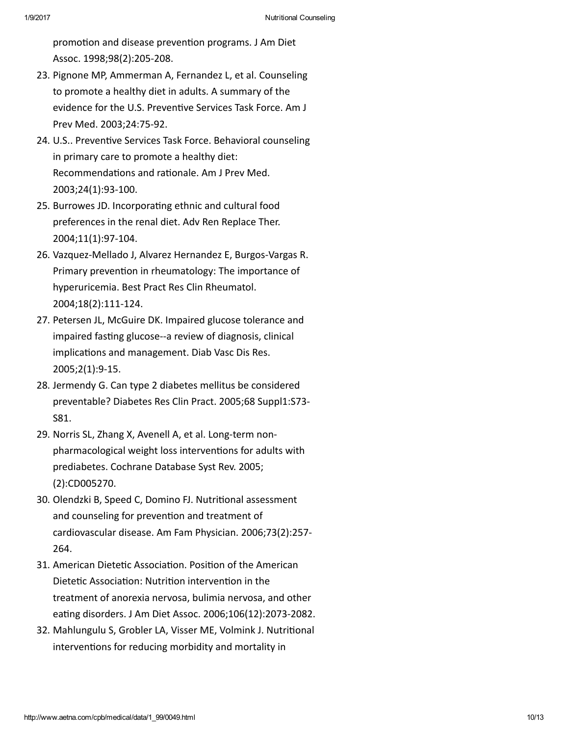promotion and disease prevention programs. J Am Diet Assoc. 1998;98(2):205-208.

23. Pignone MP, Ammerman A, Fernandez L, et al. Counseling to promote a healthy diet in adults. A summary of the evidence for the U.S. Preventive Services Task Force. Am J Prev Med. 2003;24:75-92.
24. U.S.. Preventive Services Task Force. Behavioral counseling in primary care to promote a healthy diet: Recommendations and rationale. Am J Prev Med. 2003;24(1):93-100.
25. Burrowes JD. Incorporating ethnic and cultural food preferences in the renal diet. Adv Ren Replace Ther. 2004;11(1):97-104.
26. Vazquez-Mellado J, Alvarez Hernandez E, Burgos-Vargas R. Primary prevention in rheumatology: The importance of hyperuricemia. Best Pract Res Clin Rheumatol. 2004;18(2):111-124.
27. Petersen JL, McGuire DK. Impaired glucose tolerance and impaired fasting glucose--a review of diagnosis, clinical implications and management. Diab Vasc Dis Res. 2005;2(1):9-15.
28. Jermendy G. Can type 2 diabetes mellitus be considered preventable? Diabetes Res Clin Pract. 2005;68 Suppl1:S73-S81.
29. Norris SL, Zhang X, Avenell A, et al. Long-term non-pharmacological weight loss interventions for adults with prediabetes. Cochrane Database Syst Rev. 2005;(2):CD005270.
30. Olendzki B, Speed C, Domino FJ. Nutritional assessment and counseling for prevention and treatment of cardiovascular disease. Am Fam Physician. 2006;73(2):257-264.
31. American Dietetic Association. Position of the American Dietetic Association: Nutrition intervention in the treatment of anorexia nervosa, bulimia nervosa, and other eating disorders. J Am Diet Assoc. 2006;106(12):2073-2082.
32. Mahlungulu S, Grobler LA, Visser ME, Volmink J. Nutritional interventions for reducing morbidity and mortality in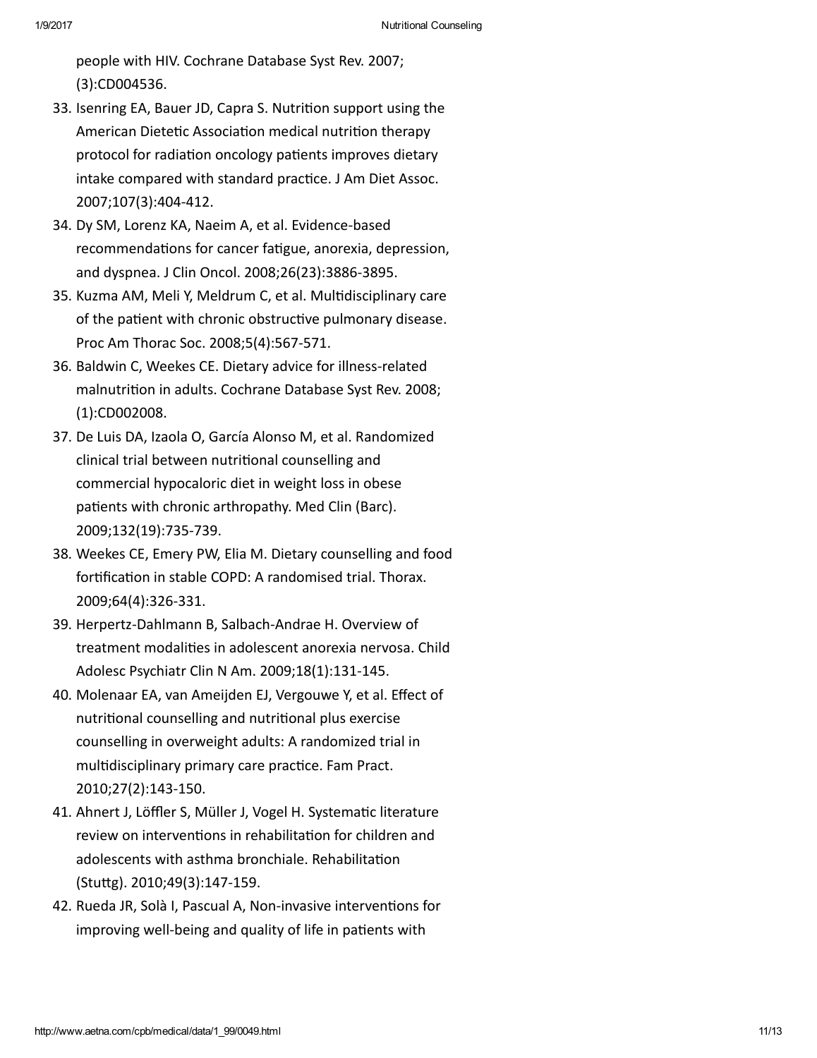people with HIV. Cochrane Database Syst Rev. 2007; (3):CD004536.

33. Isenring EA, Bauer JD, Capra S. Nutrition support using the American Dietetic Association medical nutrition therapy protocol for radiation oncology patients improves dietary intake compared with standard practice. J Am Diet Assoc. 2007;107(3):404-412.
34. Dy SM, Lorenz KA, Naeim A, et al. Evidence-based recommendations for cancer fatigue, anorexia, depression, and dyspnea. J Clin Oncol. 2008;26(23):3886-3895.
35. Kuzma AM, Meli Y, Meldrum C, et al. Multidisciplinary care of the patient with chronic obstructive pulmonary disease. Proc Am Thorac Soc. 2008;5(4):567-571.
36. Baldwin C, Weekes CE. Dietary advice for illness-related malnutrition in adults. Cochrane Database Syst Rev. 2008; (1):CD002008.
37. De Luis DA, Izaola O, García Alonso M, et al. Randomized clinical trial between nutritional counselling and commercial hypocaloric diet in weight loss in obese patients with chronic arthropathy. Med Clin (Barc). 2009;132(19):735-739.
38. Weekes CE, Emery PW, Elia M. Dietary counselling and food fortification in stable COPD: A randomised trial. Thorax. 2009;64(4):326-331.
39. Herpertz-Dahlmann B, Salbach-Andrae H. Overview of treatment modalities in adolescent anorexia nervosa. Child Adolesc Psychiatr Clin N Am. 2009;18(1):131-145.
40. Molenaar EA, van Ameijden EJ, Vergouwe Y, et al. Effect of nutritional counselling and nutritional plus exercise counselling in overweight adults: A randomized trial in multidisciplinary primary care practice. Fam Pract. 2010;27(2):143-150.
41. Ahnert J, Löffler S, Müller J, Vogel H. Systematic literature review on interventions in rehabilitation for children and adolescents with asthma bronchiale. Rehabilitation (Stuttg). 2010;49(3):147-159.
42. Rueda JR, Solà I, Pascual A, Non-invasive interventions for improving well-being and quality of life in patients with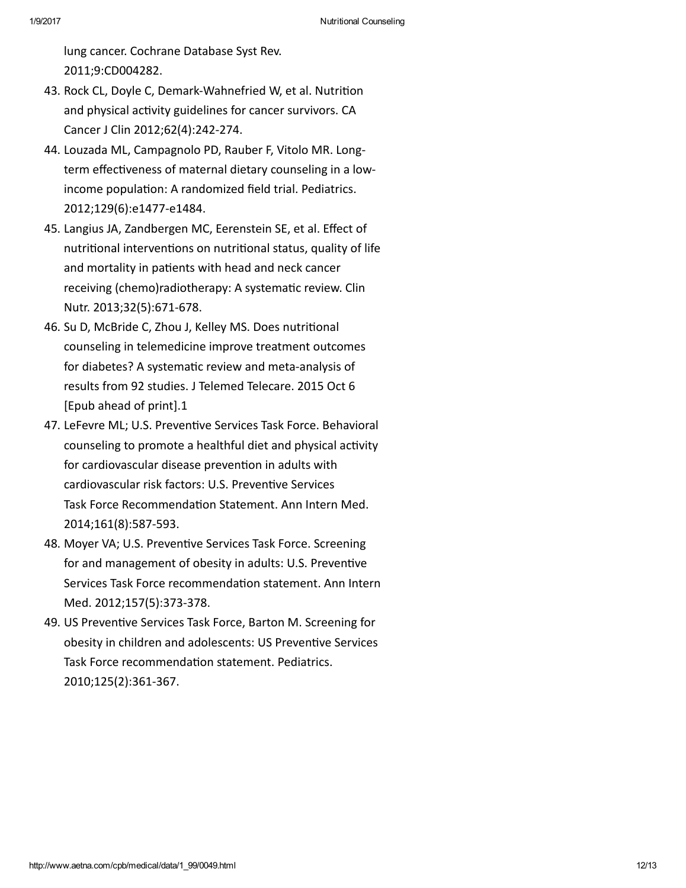lung cancer. Cochrane Database Syst Rev. 2011;9:CD004282.

43. Rock CL, Doyle C, Demark-Wahnefried W, et al. Nutrition and physical activity guidelines for cancer survivors. CA Cancer J Clin 2012;62(4):242-274.
44. Louzada ML, Campagnolo PD, Rauber F, Vitolo MR. Long-term effectiveness of maternal dietary counseling in a low-income population: A randomized field trial. Pediatrics. 2012;129(6):e1477-e1484.
45. Langius JA, Zandbergen MC, Eerenstein SE, et al. Effect of nutritional interventions on nutritional status, quality of life and mortality in patients with head and neck cancer receiving (chemo)radiotherapy: A systematic review. Clin Nutr. 2013;32(5):671-678.
46. Su D, McBride C, Zhou J, Kelley MS. Does nutritional counseling in telemedicine improve treatment outcomes for diabetes? A systematic review and meta-analysis of results from 92 studies. J Telemed Telecare. 2015 Oct 6 [Epub ahead of print].1
47. LeFevre ML; U.S. Preventive Services Task Force. Behavioral counseling to promote a healthful diet and physical activity for cardiovascular disease prevention in adults with cardiovascular risk factors: U.S. Preventive Services Task Force Recommendation Statement. Ann Intern Med. 2014;161(8):587-593.
48. Moyer VA; U.S. Preventive Services Task Force. Screening for and management of obesity in adults: U.S. Preventive Services Task Force recommendation statement. Ann Intern Med. 2012;157(5):373-378.
49. US Preventive Services Task Force, Barton M. Screening for obesity in children and adolescents: US Preventive Services Task Force recommendation statement. Pediatrics. 2010;125(2):361-367.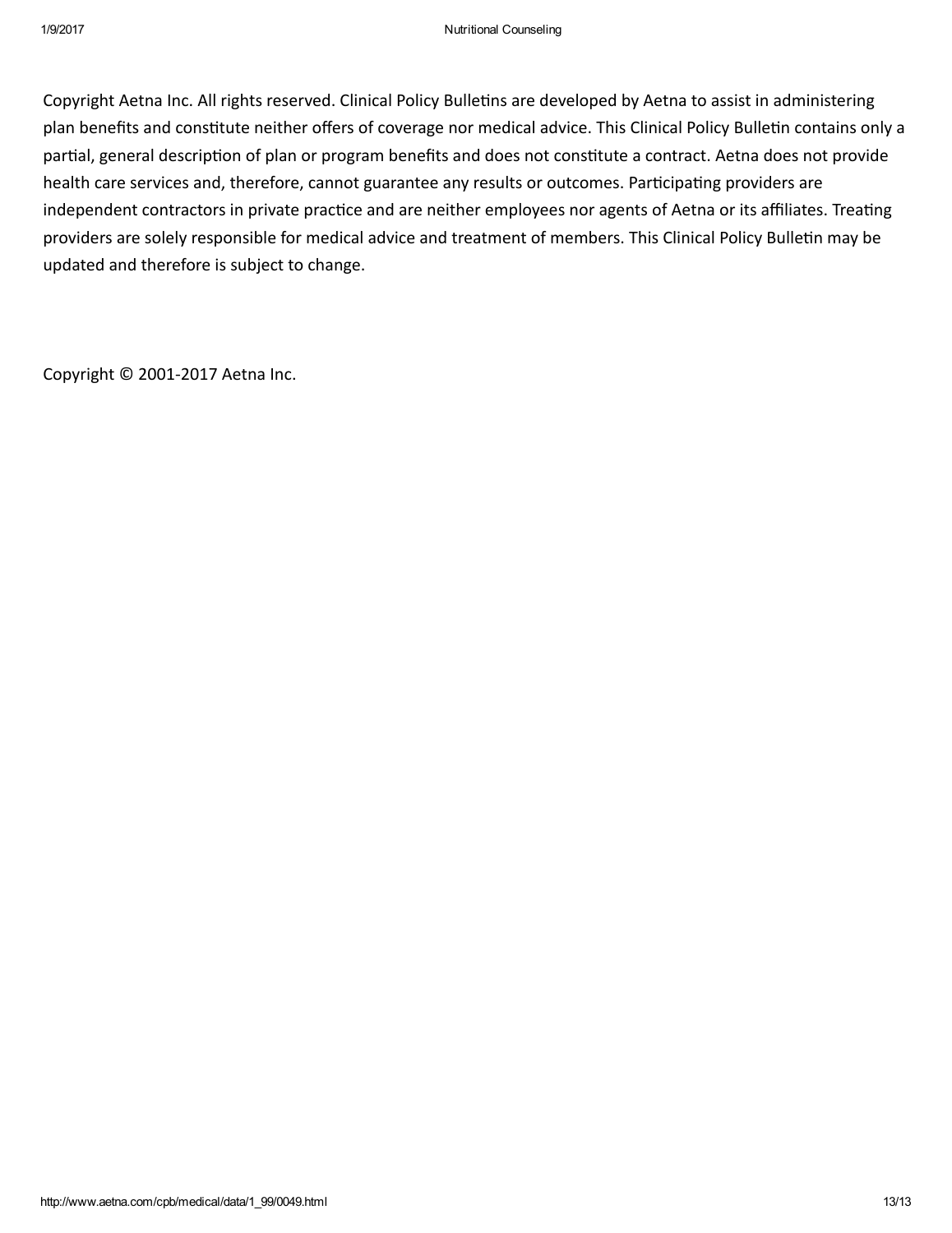Copyright Aetna Inc. All rights reserved. Clinical Policy Bulletins are developed by Aetna to assist in administering plan benefits and constitute neither offers of coverage nor medical advice. This Clinical Policy Bulletin contains only a partial, general description of plan or program benefits and does not constitute a contract. Aetna does not provide health care services and, therefore, cannot guarantee any results or outcomes. Participating providers are independent contractors in private practice and are neither employees nor agents of Aetna or its affiliates. Treating providers are solely responsible for medical advice and treatment of members. This Clinical Policy Bulletin may be updated and therefore is subject to change.

Copyright © 2001-2017 Aetna Inc.